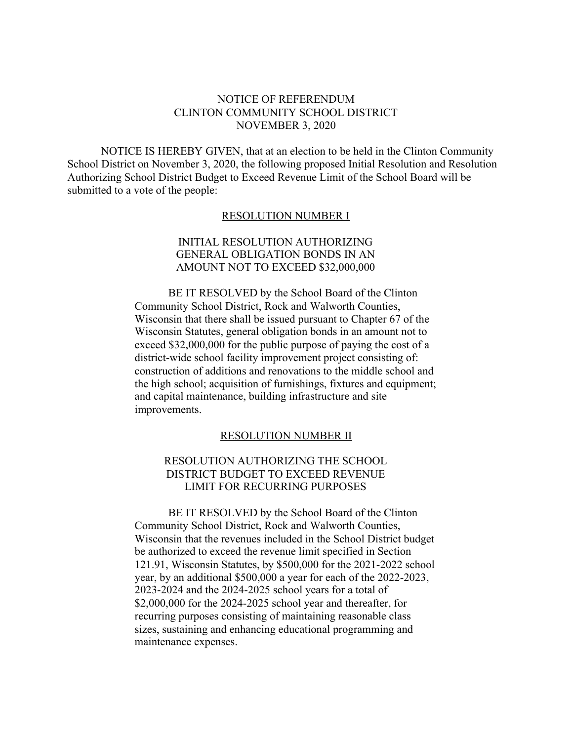# NOTICE OF REFERENDUM
# CLINTON COMMUNITY SCHOOL DISTRICT
# NOVEMBER 3, 2020

NOTICE IS HEREBY GIVEN, that at an election to be held in the Clinton Community School District on November 3, 2020, the following proposed Initial Resolution and Resolution Authorizing School District Budget to Exceed Revenue Limit of the School Board will be submitted to a vote of the people:

## RESOLUTION NUMBER I

### INITIAL RESOLUTION AUTHORIZING GENERAL OBLIGATION BONDS IN AN AMOUNT NOT TO EXCEED $32,000,000

BE IT RESOLVED by the School Board of the Clinton Community School District, Rock and Walworth Counties, Wisconsin that there shall be issued pursuant to Chapter 67 of the Wisconsin Statutes, general obligation bonds in an amount not to exceed $32,000,000 for the public purpose of paying the cost of a district-wide school facility improvement project consisting of: construction of additions and renovations to the middle school and the high school; acquisition of furnishings, fixtures and equipment; and capital maintenance, building infrastructure and site improvements.

## RESOLUTION NUMBER II

### RESOLUTION AUTHORIZING THE SCHOOL DISTRICT BUDGET TO EXCEED REVENUE LIMIT FOR RECURRING PURPOSES

BE IT RESOLVED by the School Board of the Clinton Community School District, Rock and Walworth Counties, Wisconsin that the revenues included in the School District budget be authorized to exceed the revenue limit specified in Section 121.91, Wisconsin Statutes, by $500,000 for the 2021-2022 school year, by an additional $500,000 a year for each of the 2022-2023, 2023-2024 and the 2024-2025 school years for a total of $2,000,000 for the 2024-2025 school year and thereafter, for recurring purposes consisting of maintaining reasonable class sizes, sustaining and enhancing educational programming and maintenance expenses.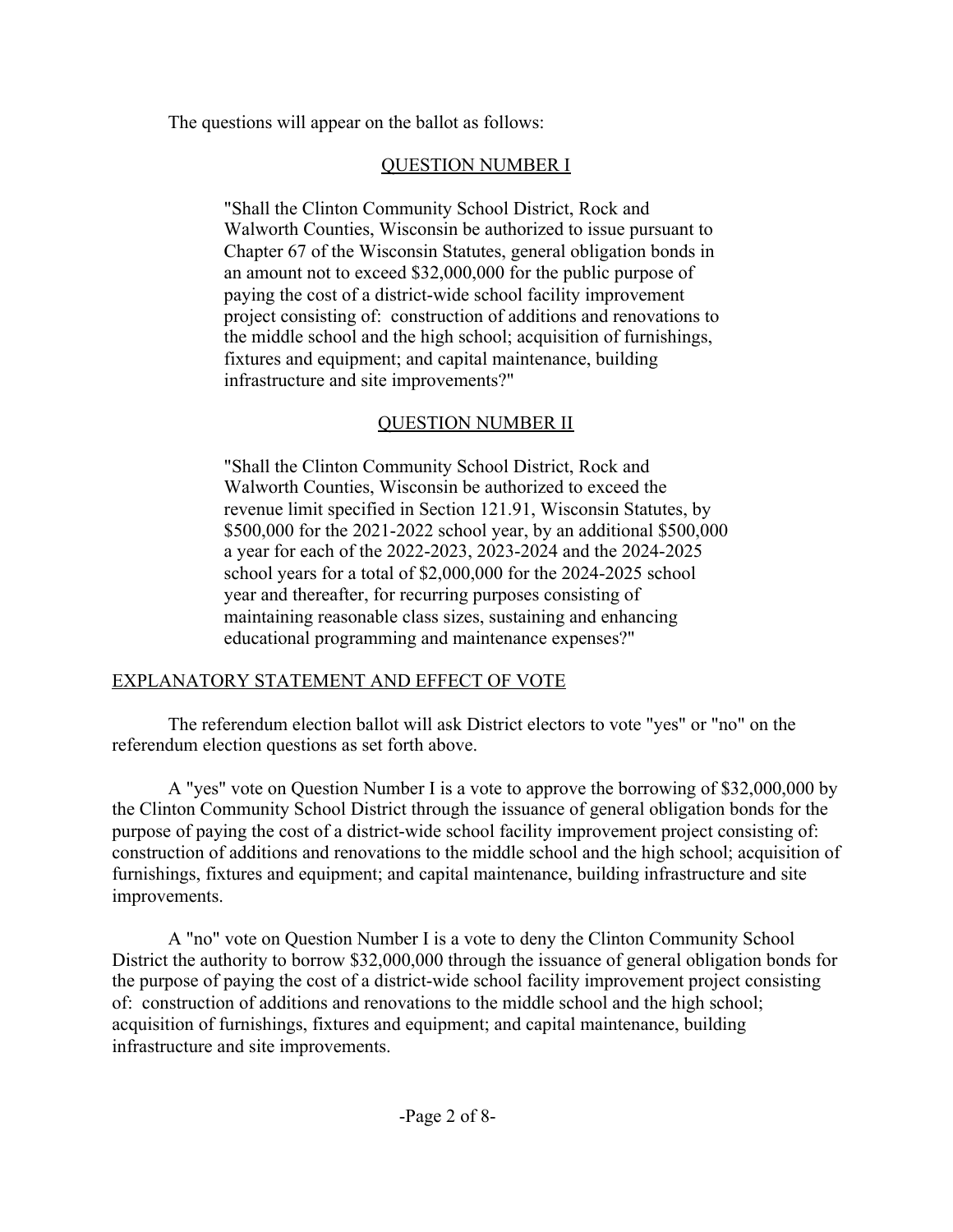The questions will appear on the ballot as follows:

## QUESTION NUMBER I

> "Shall the Clinton Community School District, Rock and Walworth Counties, Wisconsin be authorized to issue pursuant to Chapter 67 of the Wisconsin Statutes, general obligation bonds in an amount not to exceed $32,000,000 for the public purpose of paying the cost of a district-wide school facility improvement project consisting of: construction of additions and renovations to the middle school and the high school; acquisition of furnishings, fixtures and equipment; and capital maintenance, building infrastructure and site improvements?"

## QUESTION NUMBER II

> "Shall the Clinton Community School District, Rock and Walworth Counties, Wisconsin be authorized to exceed the revenue limit specified in Section 121.91, Wisconsin Statutes, by $500,000 for the 2021-2022 school year, by an additional $500,000 a year for each of the 2022-2023, 2023-2024 and the 2024-2025 school years for a total of $2,000,000 for the 2024-2025 school year and thereafter, for recurring purposes consisting of maintaining reasonable class sizes, sustaining and enhancing educational programming and maintenance expenses?"

## EXPLANATORY STATEMENT AND EFFECT OF VOTE

The referendum election ballot will ask District electors to vote "yes" or "no" on the referendum election questions as set forth above.

A "yes" vote on Question Number I is a vote to approve the borrowing of $32,000,000 by the Clinton Community School District through the issuance of general obligation bonds for the purpose of paying the cost of a district-wide school facility improvement project consisting of: construction of additions and renovations to the middle school and the high school; acquisition of furnishings, fixtures and equipment; and capital maintenance, building infrastructure and site improvements.

A "no" vote on Question Number I is a vote to deny the Clinton Community School District the authority to borrow $32,000,000 through the issuance of general obligation bonds for the purpose of paying the cost of a district-wide school facility improvement project consisting of: construction of additions and renovations to the middle school and the high school; acquisition of furnishings, fixtures and equipment; and capital maintenance, building infrastructure and site improvements.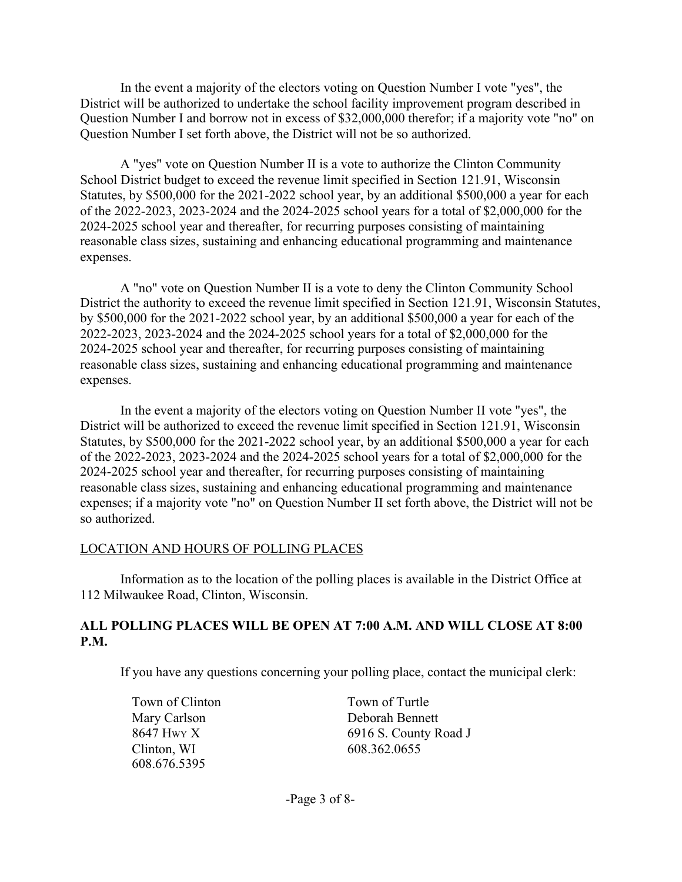In the event a majority of the electors voting on Question Number I vote "yes", the District will be authorized to undertake the school facility improvement program described in Question Number I and borrow not in excess of $32,000,000 therefor; if a majority vote "no" on Question Number I set forth above, the District will not be so authorized.

A "yes" vote on Question Number II is a vote to authorize the Clinton Community School District budget to exceed the revenue limit specified in Section 121.91, Wisconsin Statutes, by $500,000 for the 2021-2022 school year, by an additional $500,000 a year for each of the 2022-2023, 2023-2024 and the 2024-2025 school years for a total of $2,000,000 for the 2024-2025 school year and thereafter, for recurring purposes consisting of maintaining reasonable class sizes, sustaining and enhancing educational programming and maintenance expenses.

A "no" vote on Question Number II is a vote to deny the Clinton Community School District the authority to exceed the revenue limit specified in Section 121.91, Wisconsin Statutes, by $500,000 for the 2021-2022 school year, by an additional $500,000 a year for each of the 2022-2023, 2023-2024 and the 2024-2025 school years for a total of $2,000,000 for the 2024-2025 school year and thereafter, for recurring purposes consisting of maintaining reasonable class sizes, sustaining and enhancing educational programming and maintenance expenses.

In the event a majority of the electors voting on Question Number II vote "yes", the District will be authorized to exceed the revenue limit specified in Section 121.91, Wisconsin Statutes, by $500,000 for the 2021-2022 school year, by an additional $500,000 a year for each of the 2022-2023, 2023-2024 and the 2024-2025 school years for a total of $2,000,000 for the 2024-2025 school year and thereafter, for recurring purposes consisting of maintaining reasonable class sizes, sustaining and enhancing educational programming and maintenance expenses; if a majority vote "no" on Question Number II set forth above, the District will not be so authorized.

LOCATION AND HOURS OF POLLING PLACES

Information as to the location of the polling places is available in the District Office at 112 Milwaukee Road, Clinton, Wisconsin.

**ALL POLLING PLACES WILL BE OPEN AT 7:00 A.M. AND WILL CLOSE AT 8:00 P.M.**

If you have any questions concerning your polling place, contact the municipal clerk:

Town of Clinton
Mary Carlson
8647 Hwy X
Clinton, WI
608.676.5395

Town of Turtle
Deborah Bennett
6916 S. County Road J
608.362.0655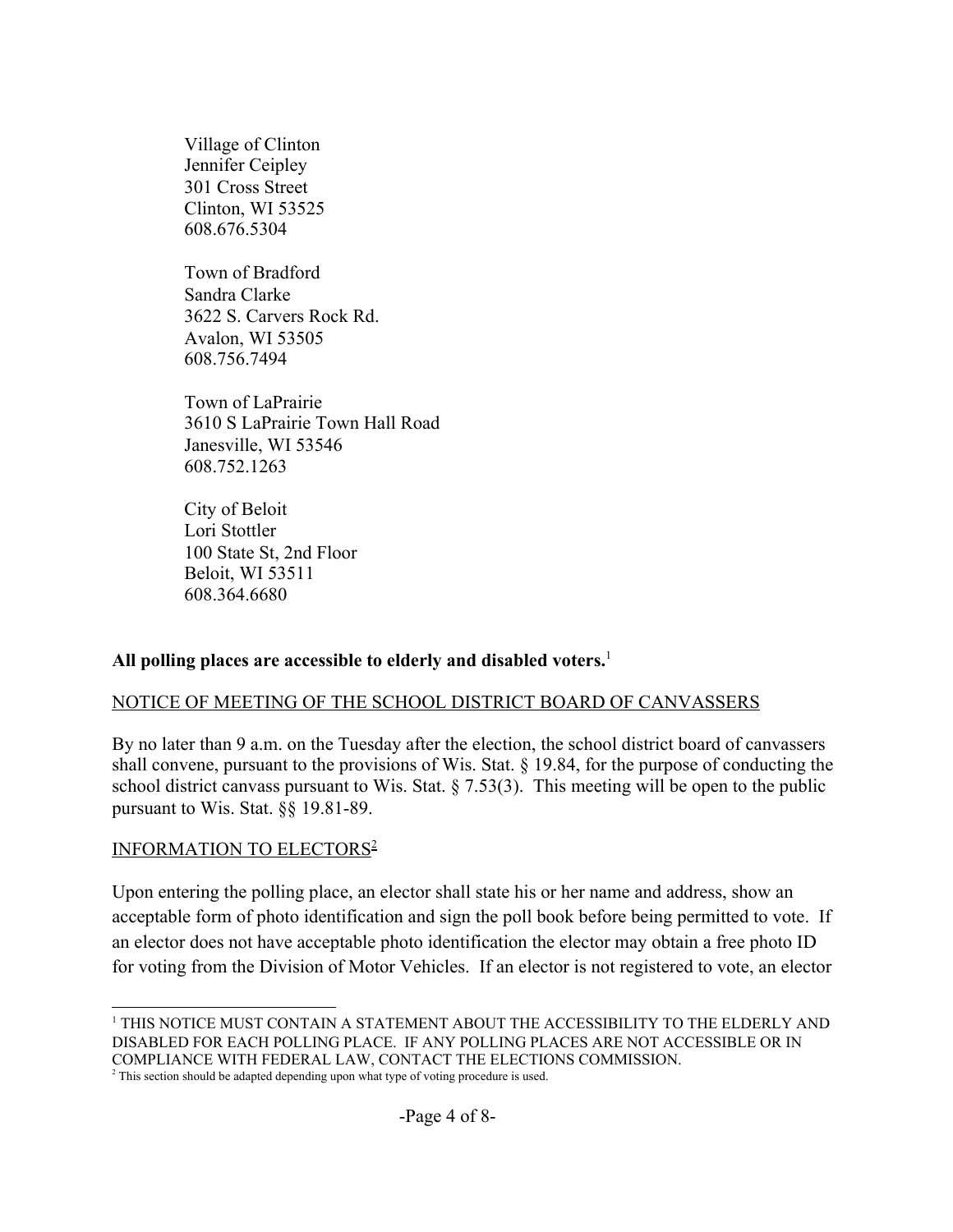Village of Clinton
Jennifer Ceipley
301 Cross Street
Clinton, WI 53525
608.676.5304

Town of Bradford
Sandra Clarke
3622 S. Carvers Rock Rd.
Avalon, WI 53505
608.756.7494

Town of LaPrairie
3610 S LaPrairie Town Hall Road
Janesville, WI 53546
608.752.1263

City of Beloit
Lori Stottler
100 State St, 2nd Floor
Beloit, WI 53511
608.364.6680

**All polling places are accessible to elderly and disabled voters.**[1]

NOTICE OF MEETING OF THE SCHOOL DISTRICT BOARD OF CANVASSERS

By no later than 9 a.m. on the Tuesday after the election, the school district board of canvassers shall convene, pursuant to the provisions of Wis. Stat. § 19.84, for the purpose of conducting the school district canvass pursuant to Wis. Stat. § 7.53(3). This meeting will be open to the public pursuant to Wis. Stat. §§ 19.81-89.

INFORMATION TO ELECTORS[2]

Upon entering the polling place, an elector shall state his or her name and address, show an acceptable form of photo identification and sign the poll book before being permitted to vote. If an elector does not have acceptable photo identification the elector may obtain a free photo ID for voting from the Division of Motor Vehicles. If an elector is not registered to vote, an elector

[1] THIS NOTICE MUST CONTAIN A STATEMENT ABOUT THE ACCESSIBILITY TO THE ELDERLY AND DISABLED FOR EACH POLLING PLACE. IF ANY POLLING PLACES ARE NOT ACCESSIBLE OR IN COMPLIANCE WITH FEDERAL LAW, CONTACT THE ELECTIONS COMMISSION.

[2] This section should be adapted depending upon what type of voting procedure is used.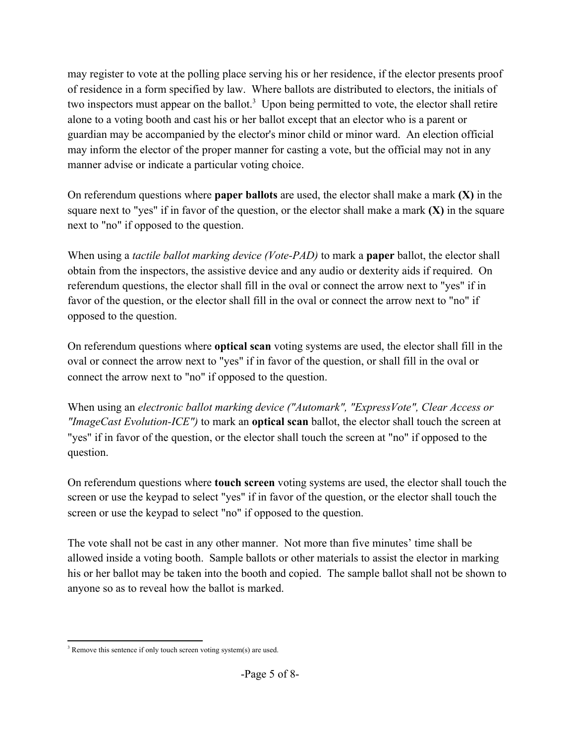may register to vote at the polling place serving his or her residence, if the elector presents proof of residence in a form specified by law. Where ballots are distributed to electors, the initials of two inspectors must appear on the ballot.[3] Upon being permitted to vote, the elector shall retire alone to a voting booth and cast his or her ballot except that an elector who is a parent or guardian may be accompanied by the elector's minor child or minor ward. An election official may inform the elector of the proper manner for casting a vote, but the official may not in any manner advise or indicate a particular voting choice.

On referendum questions where **paper ballots** are used, the elector shall make a mark **(X)** in the square next to "yes" if in favor of the question, or the elector shall make a mark **(X)** in the square next to "no" if opposed to the question.

When using a *tactile ballot marking device (Vote-PAD)* to mark a **paper** ballot, the elector shall obtain from the inspectors, the assistive device and any audio or dexterity aids if required. On referendum questions, the elector shall fill in the oval or connect the arrow next to "yes" if in favor of the question, or the elector shall fill in the oval or connect the arrow next to "no" if opposed to the question.

On referendum questions where **optical scan** voting systems are used, the elector shall fill in the oval or connect the arrow next to "yes" if in favor of the question, or shall fill in the oval or connect the arrow next to "no" if opposed to the question.

When using an *electronic ballot marking device ("Automark", "ExpressVote", Clear Access or "ImageCast Evolution-ICE")* to mark an **optical scan** ballot, the elector shall touch the screen at "yes" if in favor of the question, or the elector shall touch the screen at "no" if opposed to the question.

On referendum questions where **touch screen** voting systems are used, the elector shall touch the screen or use the keypad to select "yes" if in favor of the question, or the elector shall touch the screen or use the keypad to select "no" if opposed to the question.

The vote shall not be cast in any other manner. Not more than five minutes' time shall be allowed inside a voting booth. Sample ballots or other materials to assist the elector in marking his or her ballot may be taken into the booth and copied. The sample ballot shall not be shown to anyone so as to reveal how the ballot is marked.

---

[3] Remove this sentence if only touch screen voting system(s) are used.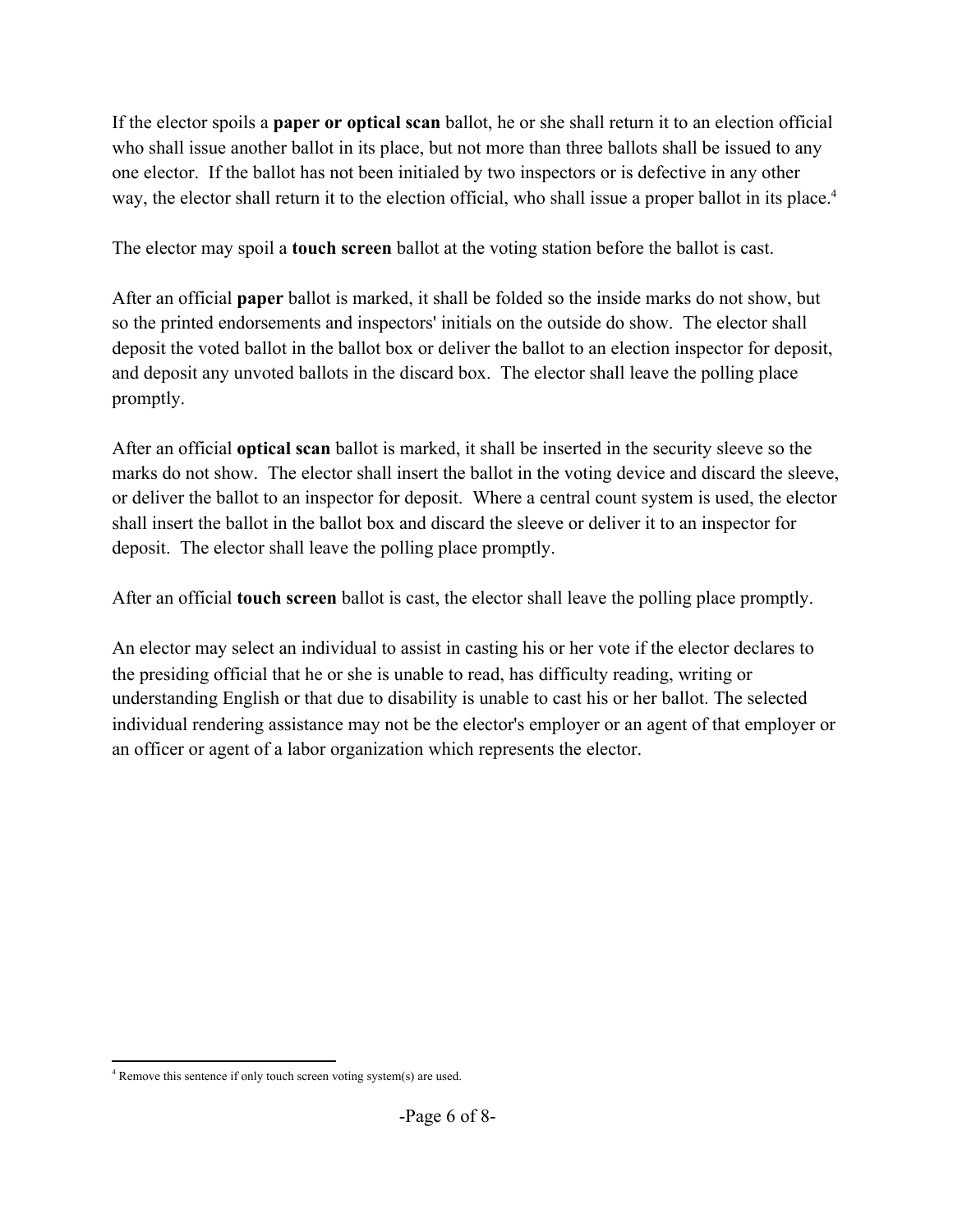If the elector spoils a **paper or optical scan** ballot, he or she shall return it to an election official who shall issue another ballot in its place, but not more than three ballots shall be issued to any one elector. If the ballot has not been initialed by two inspectors or is defective in any other way, the elector shall return it to the election official, who shall issue a proper ballot in its place.[4]

The elector may spoil a **touch screen** ballot at the voting station before the ballot is cast.

After an official **paper** ballot is marked, it shall be folded so the inside marks do not show, but so the printed endorsements and inspectors' initials on the outside do show. The elector shall deposit the voted ballot in the ballot box or deliver the ballot to an election inspector for deposit, and deposit any unvoted ballots in the discard box. The elector shall leave the polling place promptly.

After an official **optical scan** ballot is marked, it shall be inserted in the security sleeve so the marks do not show. The elector shall insert the ballot in the voting device and discard the sleeve, or deliver the ballot to an inspector for deposit. Where a central count system is used, the elector shall insert the ballot in the ballot box and discard the sleeve or deliver it to an inspector for deposit. The elector shall leave the polling place promptly.

After an official **touch screen** ballot is cast, the elector shall leave the polling place promptly.

An elector may select an individual to assist in casting his or her vote if the elector declares to the presiding official that he or she is unable to read, has difficulty reading, writing or understanding English or that due to disability is unable to cast his or her ballot. The selected individual rendering assistance may not be the elector's employer or an agent of that employer or an officer or agent of a labor organization which represents the elector.

---

[4] Remove this sentence if only touch screen voting system(s) are used.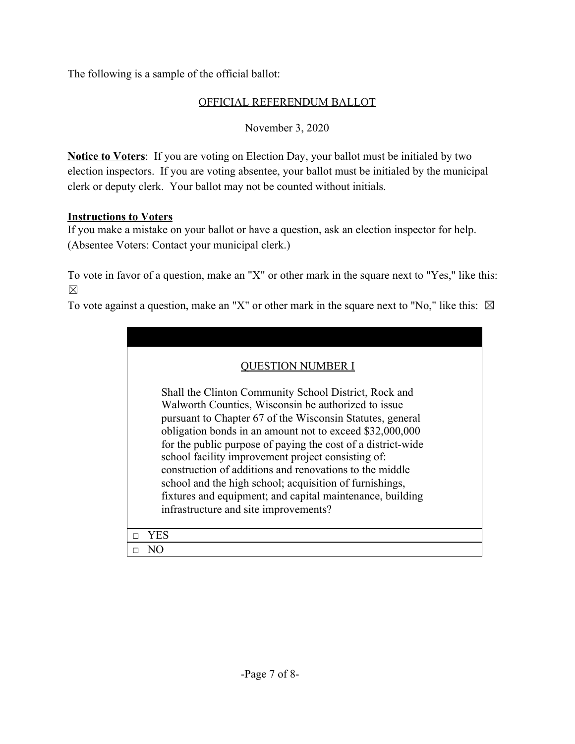The following is a sample of the official ballot:

<u>OFFICIAL REFERENDUM BALLOT</u>

November 3, 2020

**<u>Notice to Voters</u>**: If you are voting on Election Day, your ballot must be initialed by two election inspectors. If you are voting absentee, your ballot must be initialed by the municipal clerk or deputy clerk. Your ballot may not be counted without initials.

**<u>Instructions to Voters</u>**

If you make a mistake on your ballot or have a question, ask an election inspector for help. (Absentee Voters: Contact your municipal clerk.)

To vote in favor of a question, make an "X" or other mark in the square next to "Yes," like this: ☒

To vote against a question, make an "X" or other mark in the square next to "No," like this: ☒

<u>QUESTION NUMBER I</u>

Shall the Clinton Community School District, Rock and Walworth Counties, Wisconsin be authorized to issue pursuant to Chapter 67 of the Wisconsin Statutes, general obligation bonds in an amount not to exceed $32,000,000 for the public purpose of paying the cost of a district-wide school facility improvement project consisting of: construction of additions and renovations to the middle school and the high school; acquisition of furnishings, fixtures and equipment; and capital maintenance, building infrastructure and site improvements?

□ YES

□ NO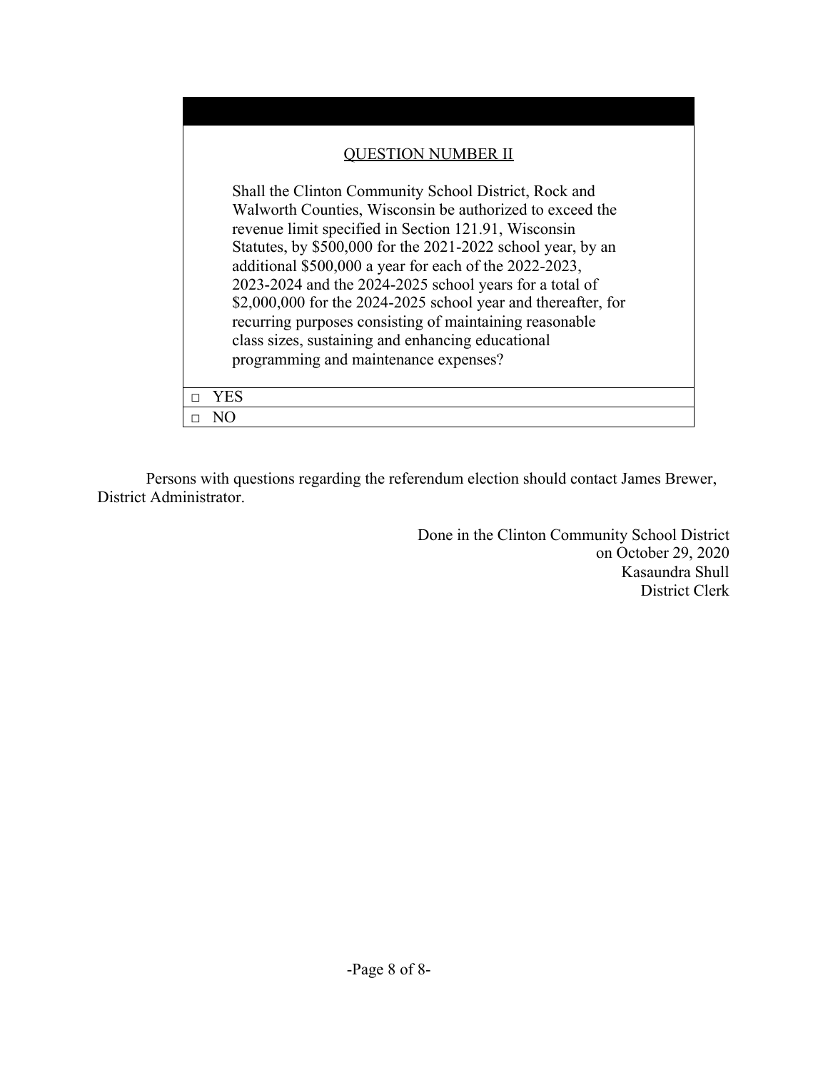<u>QUESTION NUMBER II</u>

Shall the Clinton Community School District, Rock and Walworth Counties, Wisconsin be authorized to exceed the revenue limit specified in Section 121.91, Wisconsin Statutes, by $500,000 for the 2021-2022 school year, by an additional $500,000 a year for each of the 2022-2023, 2023-2024 and the 2024-2025 school years for a total of $2,000,000 for the 2024-2025 school year and thereafter, for recurring purposes consisting of maintaining reasonable class sizes, sustaining and enhancing educational programming and maintenance expenses?

□ YES

□ NO

Persons with questions regarding the referendum election should contact James Brewer, District Administrator.

Done in the Clinton Community School District
on October 29, 2020
Kasaundra Shull
District Clerk